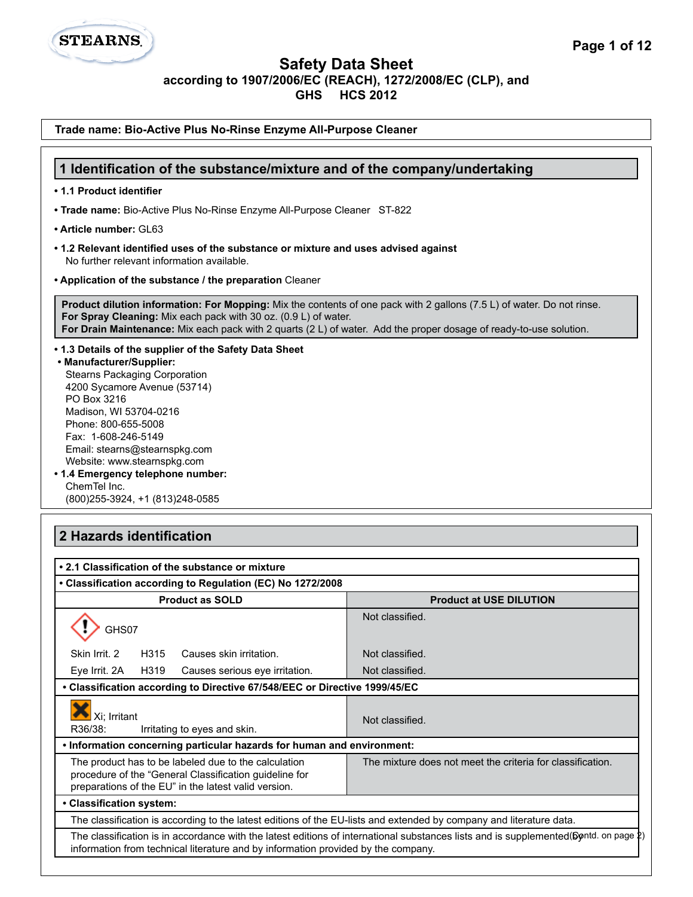STEARNS

# Safety Data Sheet
**according to 1907/2006/EC (REACH), 1272/2008/EC (CLP), and GHS HCS 2012**

**Trade name: Bio-Active Plus No-Rinse Enzyme All-Purpose Cleaner**

## 1 Identification of the substance/mixture and of the company/undertaking

- **1.1 Product identifier**
- **Trade name:** Bio-Active Plus No-Rinse Enzyme All-Purpose Cleaner ST-822
- **Article number:** GL63
- **1.2 Relevant identified uses of the substance or mixture and uses advised against**
  No further relevant information available.
- **Application of the substance / the preparation** Cleaner

**Product dilution information: For Mopping:** Mix the contents of one pack with 2 gallons (7.5 L) of water. Do not rinse.
**For Spray Cleaning:** Mix each pack with 30 oz. (0.9 L) of water.
**For Drain Maintenance:** Mix each pack with 2 quarts (2 L) of water. Add the proper dosage of ready-to-use solution.

- **1.3 Details of the supplier of the Safety Data Sheet**
- **Manufacturer/Supplier:**
  Stearns Packaging Corporation
  4200 Sycamore Avenue (53714)
  PO Box 3216
  Madison, WI 53704-0216
  Phone: 800-655-5008
  Fax: 1-608-246-5149
  Email: stearns@stearnspkg.com
  Website: www.stearnspkg.com
- **1.4 Emergency telephone number:**
  ChemTel Inc.
  (800)255-3924, +1 (813)248-0585

## 2 Hazards identification

**• 2.1 Classification of the substance or mixture**

**• Classification according to Regulation (EC) No 1272/2008**

| Product as SOLD | Product at USE DILUTION |
|---|---|
| GHS07 | Not classified. |
| Skin Irrit. 2 H315 Causes skin irritation. | Not classified. |
| Eye Irrit. 2A H319 Causes serious eye irritation. | Not classified. |

**• Classification according to Directive 67/548/EEC or Directive 1999/45/EC**

| Product as SOLD | Product at USE DILUTION |
|---|---|
| Xi; Irritant<br>R36/38: Irritating to eyes and skin. | Not classified. |

**• Information concerning particular hazards for human and environment:**

| Product as SOLD | Product at USE DILUTION |
|---|---|
| The product has to be labeled due to the calculation procedure of the "General Classification guideline for preparations of the EU" in the latest valid version. | The mixture does not meet the criteria for classification. |

**• Classification system:**

The classification is according to the latest editions of the EU-lists and extended by company and literature data.

The classification is in accordance with the latest editions of international substances lists and is supplemented by information from technical literature and by information provided by the company.

(Contd. on page 2)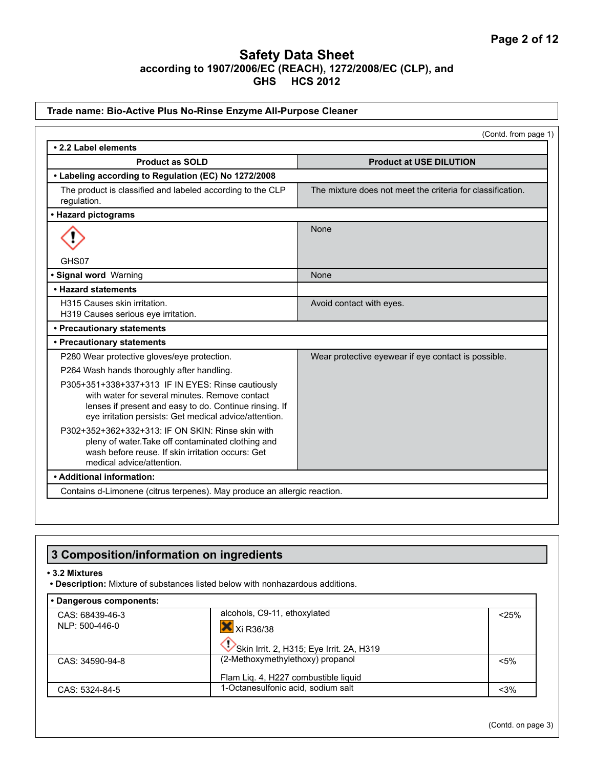**Trade name: Bio-Active Plus No-Rinse Enzyme All-Purpose Cleaner**

(Contd. from page 1)

**• 2.2 Label elements**

| Product as SOLD | Product at USE DILUTION |
|---|---|
| **• Labeling according to Regulation (EC) No 1272/2008** | |
| The product is classified and labeled according to the CLP regulation. | The mixture does not meet the criteria for classification. |
| **• Hazard pictograms** | |
| GHS07 | None |
| **• Signal word** Warning | None |
| **• Hazard statements** | |
| H315 Causes skin irritation.<br>H319 Causes serious eye irritation. | Avoid contact with eyes. |
| **• Precautionary statements** | |
| **• Precautionary statements** | |
| P280 Wear protective gloves/eye protection.<br>P264 Wash hands thoroughly after handling.<br>P305+351+338+337+313 IF IN EYES: Rinse cautiously with water for several minutes. Remove contact lenses if present and easy to do. Continue rinsing. If eye irritation persists: Get medical advice/attention.<br>P302+352+362+332+313: IF ON SKIN: Rinse skin with pleny of water.Take off contaminated clothing and wash before reuse. If skin irritation occurs: Get medical advice/attention. | Wear protective eyewear if eye contact is possible. |
| **• Additional information:** | |
| Contains d-Limonene (citrus terpenes). May produce an allergic reaction. | |

## 3 Composition/information on ingredients

**• 3.2 Mixtures**

**• Description:** Mixture of substances listed below with nonhazardous additions.

| **• Dangerous components:** | | |
|---|---|---|
| CAS: 68439-46-3<br>NLP: 500-446-0 | alcohols, C9-11, ethoxylated<br>Xi R36/38<br>Skin Irrit. 2, H315; Eye Irrit. 2A, H319 | <25% |
| CAS: 34590-94-8 | (2-Methoxymethylethoxy) propanol<br>Flam Liq. 4, H227 combustible liquid | <5% |
| CAS: 5324-84-5 | 1-Octanesulfonic acid, sodium salt | <3% |

(Contd. on page 3)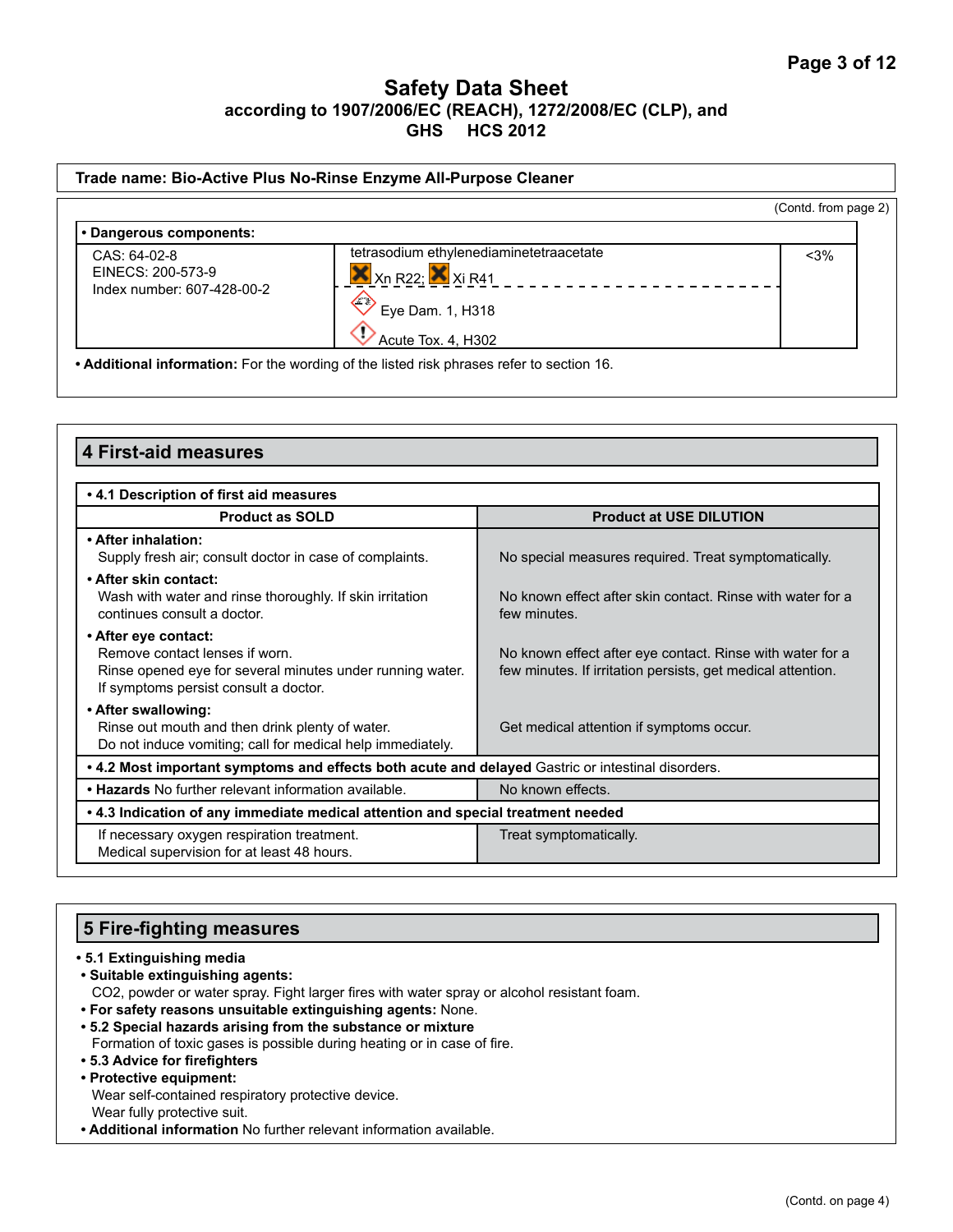**Trade name: Bio-Active Plus No-Rinse Enzyme All-Purpose Cleaner**

(Contd. from page 2)

**• Dangerous components:**

| | | |
|---|---|---|
| CAS: 64-02-8<br>EINECS: 200-573-9<br>Index number: 607-428-00-2 | tetrasodium ethylenediaminetetraacetate<br>Xn R22; Xi R41<br>Eye Dam. 1, H318<br>Acute Tox. 4, H302 | <3% |

**• Additional information:** For the wording of the listed risk phrases refer to section 16.

## 4 First-aid measures

**• 4.1 Description of first aid measures**

| Product as SOLD | Product at USE DILUTION |
|---|---|
| **• After inhalation:**<br>Supply fresh air; consult doctor in case of complaints. | No special measures required. Treat symptomatically. |
| **• After skin contact:**<br>Wash with water and rinse thoroughly. If skin irritation continues consult a doctor. | No known effect after skin contact. Rinse with water for a few minutes. |
| **• After eye contact:**<br>Remove contact lenses if worn.<br>Rinse opened eye for several minutes under running water.<br>If symptoms persist consult a doctor. | No known effect after eye contact. Rinse with water for a few minutes. If irritation persists, get medical attention. |
| **• After swallowing:**<br>Rinse out mouth and then drink plenty of water.<br>Do not induce vomiting; call for medical help immediately. | Get medical attention if symptoms occur. |

**• 4.2 Most important symptoms and effects both acute and delayed** Gastric or intestinal disorders.

| | |
|---|---|
| **• Hazards** No further relevant information available. | No known effects. |

**• 4.3 Indication of any immediate medical attention and special treatment needed**

| | |
|---|---|
| If necessary oxygen respiration treatment.<br>Medical supervision for at least 48 hours. | Treat symptomatically. |

## 5 Fire-fighting measures

**• 5.1 Extinguishing media**

**• Suitable extinguishing agents:**
CO2, powder or water spray. Fight larger fires with water spray or alcohol resistant foam.

**• For safety reasons unsuitable extinguishing agents:** None.

**• 5.2 Special hazards arising from the substance or mixture**
Formation of toxic gases is possible during heating or in case of fire.

**• 5.3 Advice for firefighters**

**• Protective equipment:**
Wear self-contained respiratory protective device.
Wear fully protective suit.

**• Additional information** No further relevant information available.

(Contd. on page 4)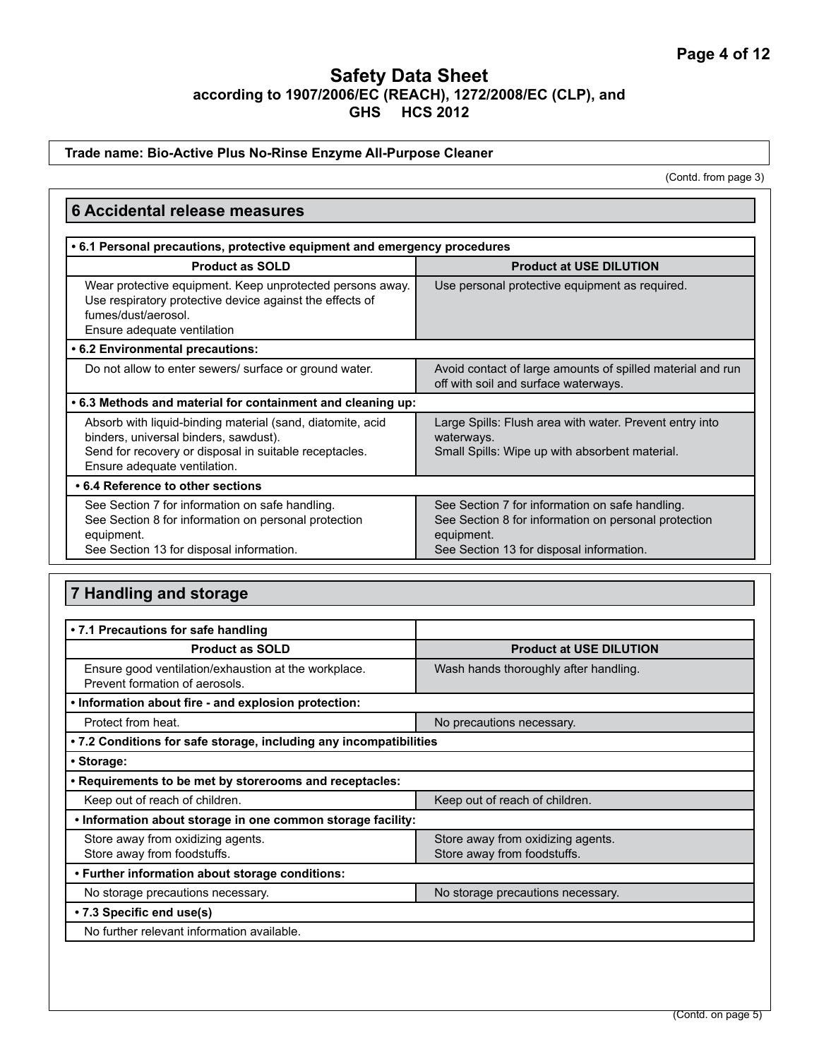**Safety Data Sheet**
**according to 1907/2006/EC (REACH), 1272/2008/EC (CLP), and GHS HCS 2012**

**Trade name: Bio-Active Plus No-Rinse Enzyme All-Purpose Cleaner**

(Contd. from page 3)

## 6 Accidental release measures

| Product as SOLD | Product at USE DILUTION |
|---|---|
| **• 6.1 Personal precautions, protective equipment and emergency procedures** | |
| Wear protective equipment. Keep unprotected persons away.<br>Use respiratory protective device against the effects of fumes/dust/aerosol.<br>Ensure adequate ventilation | Use personal protective equipment as required. |
| **• 6.2 Environmental precautions:** | |
| Do not allow to enter sewers/ surface or ground water. | Avoid contact of large amounts of spilled material and run off with soil and surface waterways. |
| **• 6.3 Methods and material for containment and cleaning up:** | |
| Absorb with liquid-binding material (sand, diatomite, acid binders, universal binders, sawdust).<br>Send for recovery or disposal in suitable receptacles.<br>Ensure adequate ventilation. | Large Spills: Flush area with water. Prevent entry into waterways.<br>Small Spills: Wipe up with absorbent material. |
| **• 6.4 Reference to other sections** | |
| See Section 7 for information on safe handling.<br>See Section 8 for information on personal protection equipment.<br>See Section 13 for disposal information. | See Section 7 for information on safe handling.<br>See Section 8 for information on personal protection equipment.<br>See Section 13 for disposal information. |

## 7 Handling and storage

| Product as SOLD | Product at USE DILUTION |
|---|---|
| **• 7.1 Precautions for safe handling** | |
| Ensure good ventilation/exhaustion at the workplace.<br>Prevent formation of aerosols. | Wash hands thoroughly after handling. |
| **• Information about fire - and explosion protection:** | |
| Protect from heat. | No precautions necessary. |
| **• 7.2 Conditions for safe storage, including any incompatibilities** | |
| **• Storage:** | |
| **• Requirements to be met by storerooms and receptacles:** | |
| Keep out of reach of children. | Keep out of reach of children. |
| **• Information about storage in one common storage facility:** | |
| Store away from oxidizing agents.<br>Store away from foodstuffs. | Store away from oxidizing agents.<br>Store away from foodstuffs. |
| **• Further information about storage conditions:** | |
| No storage precautions necessary. | No storage precautions necessary. |
| **• 7.3 Specific end use(s)** | |
| No further relevant information available. | |

(Contd. on page 5)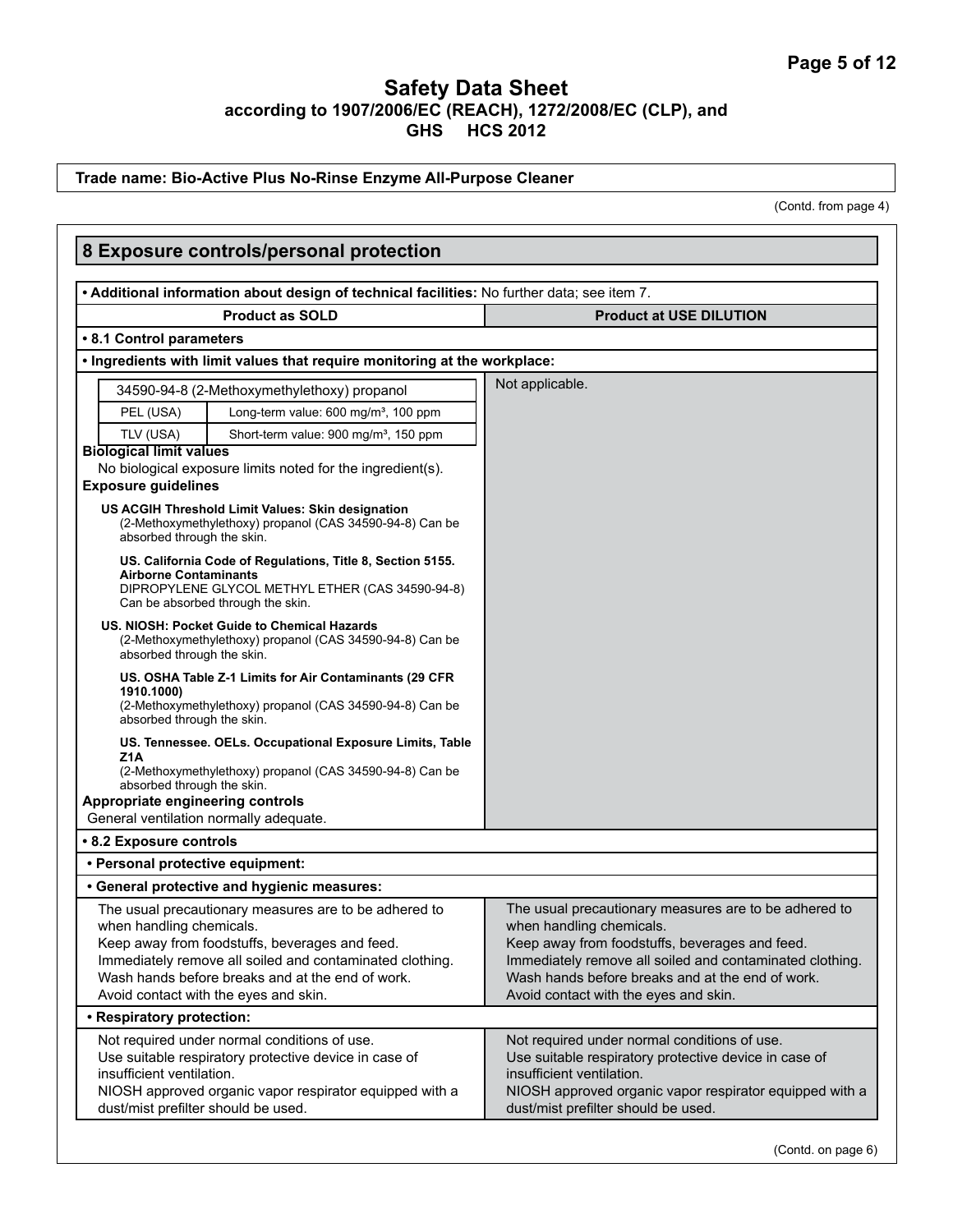# Safety Data Sheet
**according to 1907/2006/EC (REACH), 1272/2008/EC (CLP), and GHS HCS 2012**

**Trade name: Bio-Active Plus No-Rinse Enzyme All-Purpose Cleaner**

(Contd. from page 4)

## 8 Exposure controls/personal protection

**• Additional information about design of technical facilities:** No further data; see item 7.

| Product as SOLD | Product at USE DILUTION |
|---|---|
| **• 8.1 Control parameters** | |
| **• Ingredients with limit values that require monitoring at the workplace:** | |
| 34590-94-8 (2-Methoxymethylethoxy) propanol<br>PEL (USA): Long-term value: 600 mg/m³, 100 ppm<br>TLV (USA): Short-term value: 900 mg/m³, 150 ppm<br>**Biological limit values**<br>No biological exposure limits noted for the ingredient(s).<br>**Exposure guidelines**<br>**US ACGIH Threshold Limit Values: Skin designation**<br>(2-Methoxymethylethoxy) propanol (CAS 34590-94-8) Can be absorbed through the skin.<br>**US. California Code of Regulations, Title 8, Section 5155. Airborne Contaminants**<br>DIPROPYLENE GLYCOL METHYL ETHER (CAS 34590-94-8) Can be absorbed through the skin.<br>**US. NIOSH: Pocket Guide to Chemical Hazards**<br>(2-Methoxymethylethoxy) propanol (CAS 34590-94-8) Can be absorbed through the skin.<br>**US. OSHA Table Z-1 Limits for Air Contaminants (29 CFR 1910.1000)**<br>(2-Methoxymethylethoxy) propanol (CAS 34590-94-8) Can be absorbed through the skin.<br>**US. Tennessee. OELs. Occupational Exposure Limits, Table Z1A**<br>(2-Methoxymethylethoxy) propanol (CAS 34590-94-8) Can be absorbed through the skin.<br>**Appropriate engineering controls**<br>General ventilation normally adequate. | Not applicable. |
| **• 8.2 Exposure controls** | |
| **• Personal protective equipment:** | |
| **• General protective and hygienic measures:** | |
| The usual precautionary measures are to be adhered to when handling chemicals.<br>Keep away from foodstuffs, beverages and feed.<br>Immediately remove all soiled and contaminated clothing.<br>Wash hands before breaks and at the end of work.<br>Avoid contact with the eyes and skin. | The usual precautionary measures are to be adhered to when handling chemicals.<br>Keep away from foodstuffs, beverages and feed.<br>Immediately remove all soiled and contaminated clothing.<br>Wash hands before breaks and at the end of work.<br>Avoid contact with the eyes and skin. |
| **• Respiratory protection:** | |
| Not required under normal conditions of use.<br>Use suitable respiratory protective device in case of insufficient ventilation.<br>NIOSH approved organic vapor respirator equipped with a dust/mist prefilter should be used. | Not required under normal conditions of use.<br>Use suitable respiratory protective device in case of insufficient ventilation.<br>NIOSH approved organic vapor respirator equipped with a dust/mist prefilter should be used. |

(Contd. on page 6)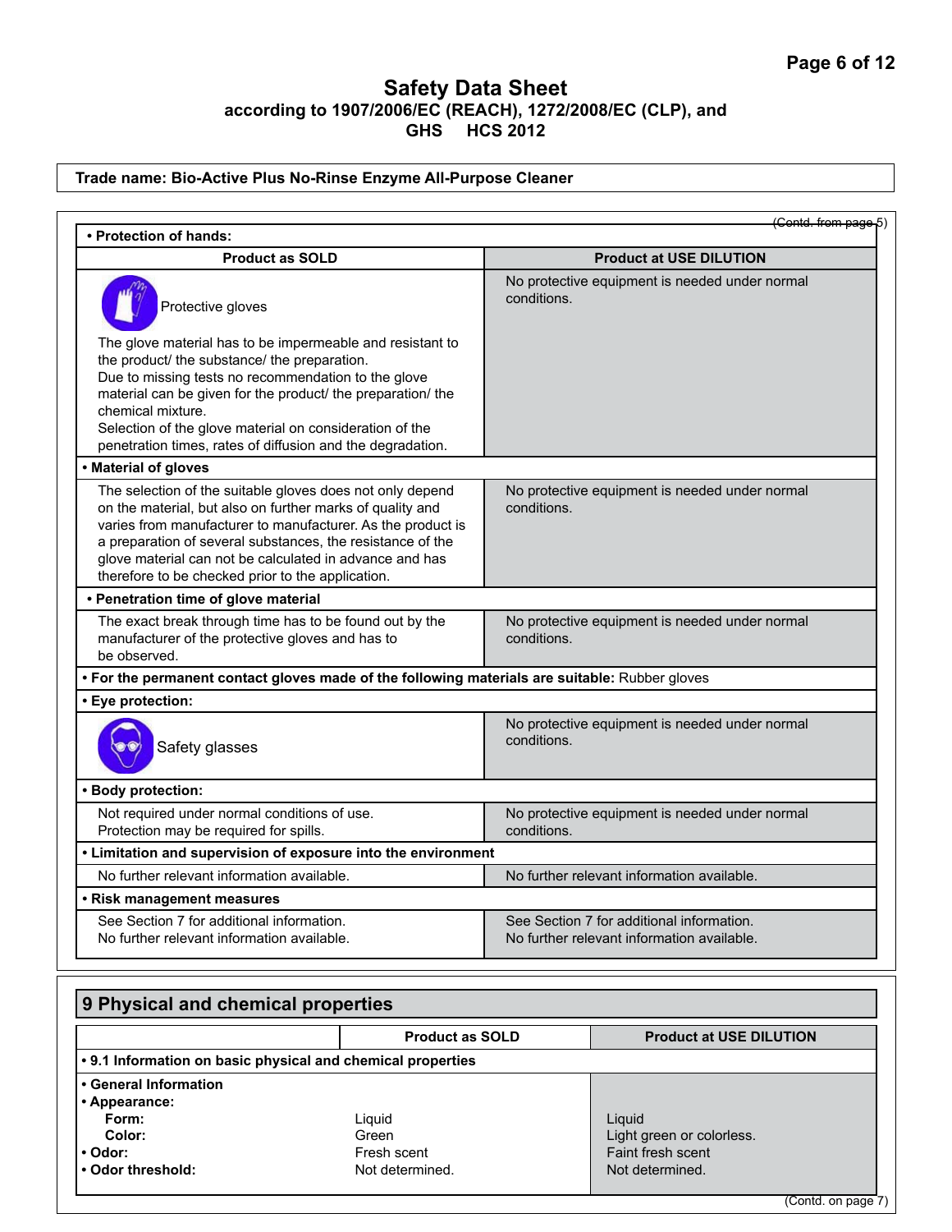**Safety Data Sheet**
**according to 1907/2006/EC (REACH), 1272/2008/EC (CLP), and GHS HCS 2012**

**Trade name: Bio-Active Plus No-Rinse Enzyme All-Purpose Cleaner**

(Contd. from page 5)

| **• Protection of hands:** | |
|---|---|
| **Product as SOLD** | **Product at USE DILUTION** |
| Protective gloves<br><br>The glove material has to be impermeable and resistant to the product/ the substance/ the preparation.<br>Due to missing tests no recommendation to the glove material can be given for the product/ the preparation/ the chemical mixture.<br>Selection of the glove material on consideration of the penetration times, rates of diffusion and the degradation. | No protective equipment is needed under normal conditions. |
| **• Material of gloves** | |
| The selection of the suitable gloves does not only depend on the material, but also on further marks of quality and varies from manufacturer to manufacturer. As the product is a preparation of several substances, the resistance of the glove material can not be calculated in advance and has therefore to be checked prior to the application. | No protective equipment is needed under normal conditions. |
| **• Penetration time of glove material** | |
| The exact break through time has to be found out by the manufacturer of the protective gloves and has to be observed. | No protective equipment is needed under normal conditions. |
| **• For the permanent contact gloves made of the following materials are suitable:** Rubber gloves | |
| **• Eye protection:** | |
| Safety glasses | No protective equipment is needed under normal conditions. |
| **• Body protection:** | |
| Not required under normal conditions of use.<br>Protection may be required for spills. | No protective equipment is needed under normal conditions. |
| **• Limitation and supervision of exposure into the environment** | |
| No further relevant information available. | No further relevant information available. |
| **• Risk management measures** | |
| See Section 7 for additional information.<br>No further relevant information available. | See Section 7 for additional information.<br>No further relevant information available. |

## 9 Physical and chemical properties

| | **Product as SOLD** | **Product at USE DILUTION** |
|---|---|---|
| **• 9.1 Information on basic physical and chemical properties** | | |
| **• General Information** | | |
| **• Appearance:** | | |
| **Form:** | Liquid | Liquid |
| **Color:** | Green | Light green or colorless. |
| **• Odor:** | Fresh scent | Faint fresh scent |
| **• Odor threshold:** | Not determined. | Not determined. |

(Contd. on page 7)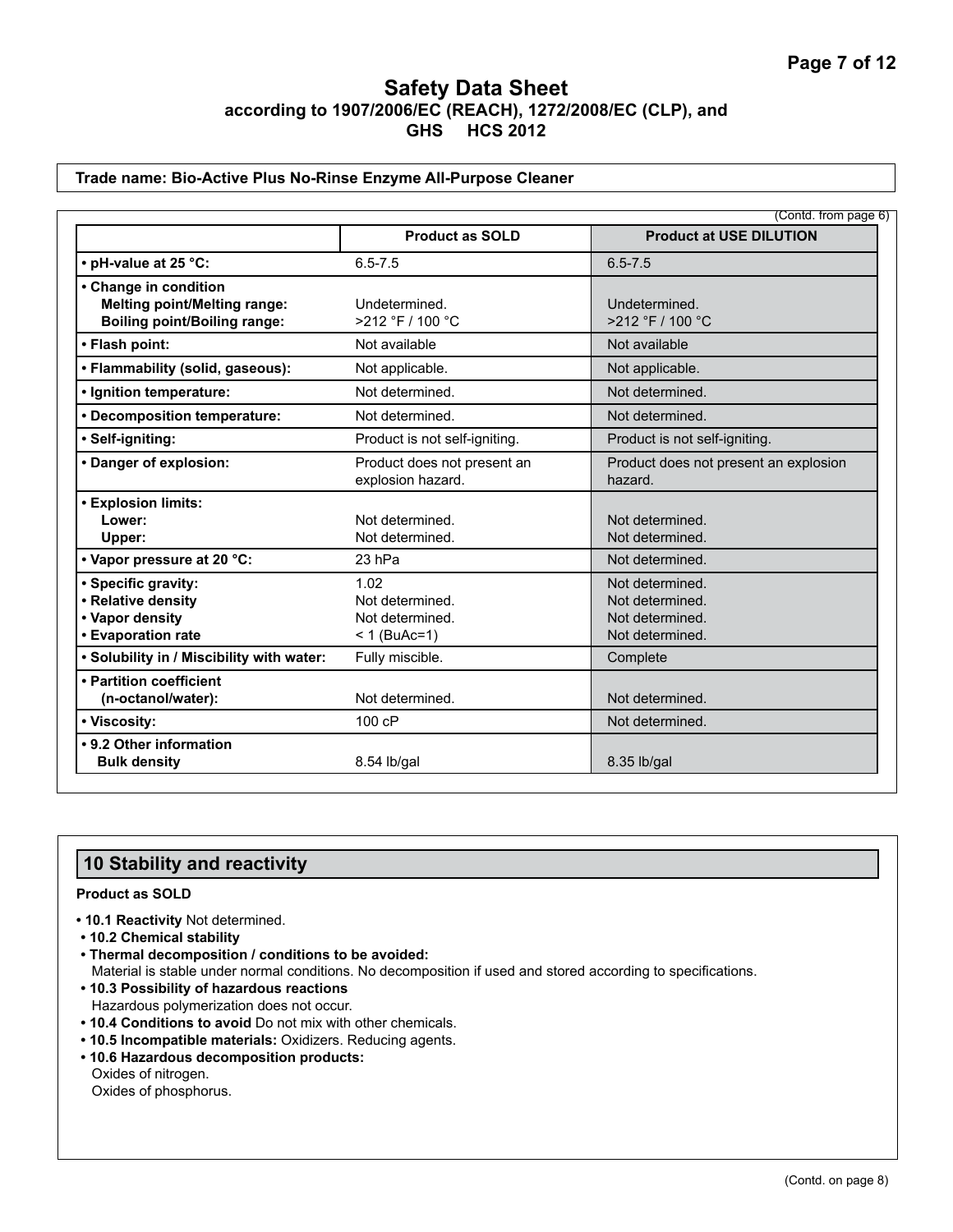# Safety Data Sheet
**according to 1907/2006/EC (REACH), 1272/2008/EC (CLP), and GHS HCS 2012**

**Trade name: Bio-Active Plus No-Rinse Enzyme All-Purpose Cleaner**

(Contd. from page 6)

| | Product as SOLD | Product at USE DILUTION |
|---|---|---|
| • pH-value at 25 °C: | 6.5-7.5 | 6.5-7.5 |
| • Change in condition<br>Melting point/Melting range:<br>Boiling point/Boiling range: | <br>Undetermined.<br>>212 °F / 100 °C | <br>Undetermined.<br>>212 °F / 100 °C |
| • Flash point: | Not available | Not available |
| • Flammability (solid, gaseous): | Not applicable. | Not applicable. |
| • Ignition temperature: | Not determined. | Not determined. |
| • Decomposition temperature: | Not determined. | Not determined. |
| • Self-igniting: | Product is not self-igniting. | Product is not self-igniting. |
| • Danger of explosion: | Product does not present an explosion hazard. | Product does not present an explosion hazard. |
| • Explosion limits:<br>Lower:<br>Upper: | <br>Not determined.<br>Not determined. | <br>Not determined.<br>Not determined. |
| • Vapor pressure at 20 °C: | 23 hPa | Not determined. |
| • Specific gravity:<br>• Relative density<br>• Vapor density<br>• Evaporation rate | 1.02<br>Not determined.<br>Not determined.<br>< 1 (BuAc=1) | Not determined.<br>Not determined.<br>Not determined.<br>Not determined. |
| • Solubility in / Miscibility with water: | Fully miscible. | Complete |
| • Partition coefficient<br>(n-octanol/water): | <br>Not determined. | <br>Not determined. |
| • Viscosity: | 100 cP | Not determined. |
| • 9.2 Other information<br>Bulk density | <br>8.54 lb/gal | <br>8.35 lb/gal |

## 10 Stability and reactivity

**Product as SOLD**

- **10.1 Reactivity** Not determined.
- **10.2 Chemical stability**
- **Thermal decomposition / conditions to be avoided:**
  Material is stable under normal conditions. No decomposition if used and stored according to specifications.
- **10.3 Possibility of hazardous reactions**
  Hazardous polymerization does not occur.
- **10.4 Conditions to avoid** Do not mix with other chemicals.
- **10.5 Incompatible materials:** Oxidizers. Reducing agents.
- **10.6 Hazardous decomposition products:**
  Oxides of nitrogen.
  Oxides of phosphorus.

(Contd. on page 8)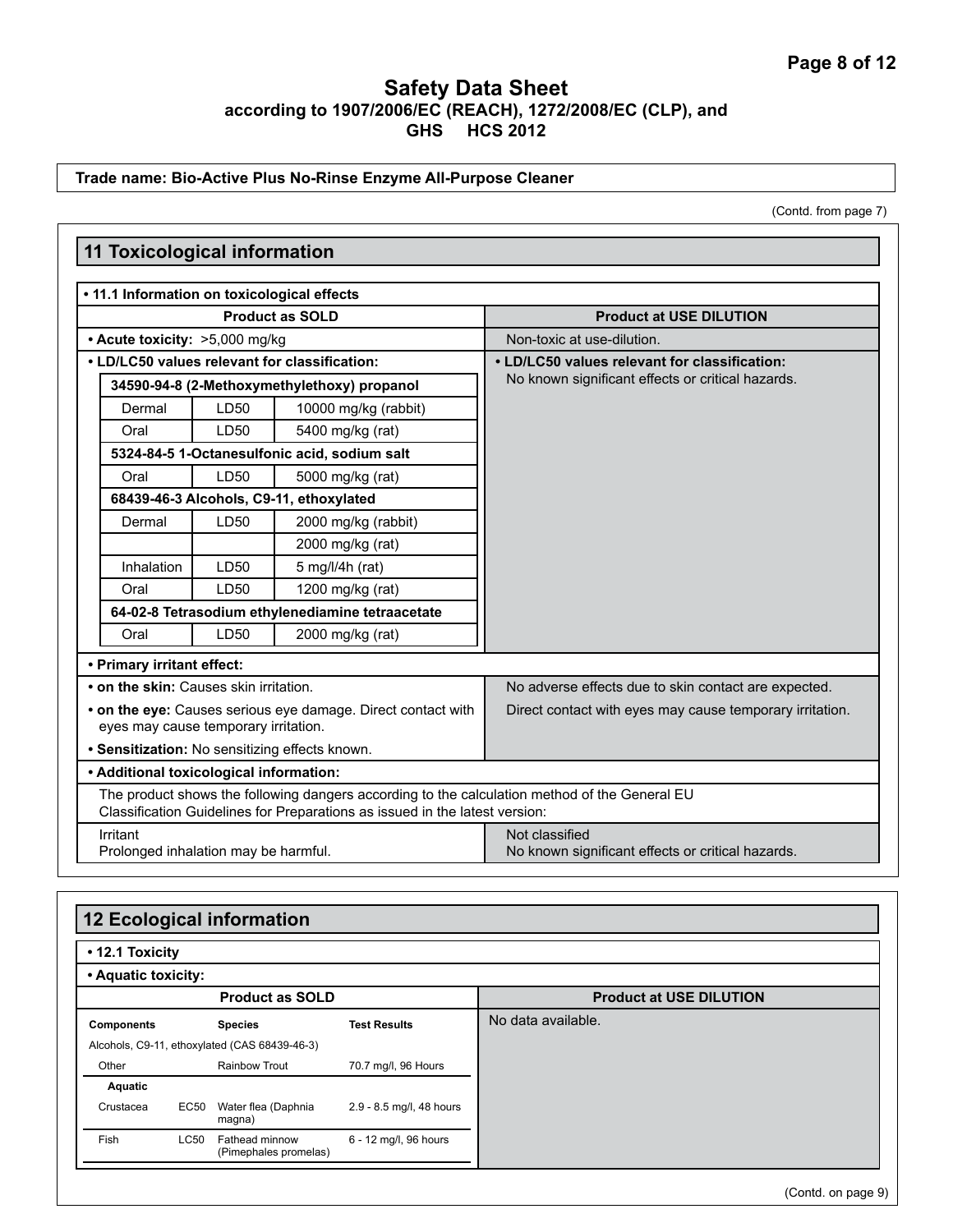**Safety Data Sheet**
**according to 1907/2006/EC (REACH), 1272/2008/EC (CLP), and GHS HCS 2012**

**Trade name: Bio-Active Plus No-Rinse Enzyme All-Purpose Cleaner**

(Contd. from page 7)

## 11 Toxicological information

**• 11.1 Information on toxicological effects**

| Product as SOLD | Product at USE DILUTION |
|---|---|
| **• Acute toxicity:** >5,000 mg/kg | Non-toxic at use-dilution. |
| **• LD/LC50 values relevant for classification:** | **• LD/LC50 values relevant for classification:** No known significant effects or critical hazards. |

| Route | Type | Value |
|---|---|---|
| **34590-94-8 (2-Methoxymethylethoxy) propanol** | | |
| Dermal | LD50 | 10000 mg/kg (rabbit) |
| Oral | LD50 | 5400 mg/kg (rat) |
| **5324-84-5 1-Octanesulfonic acid, sodium salt** | | |
| Oral | LD50 | 5000 mg/kg (rat) |
| **68439-46-3 Alcohols, C9-11, ethoxylated** | | |
| Dermal | LD50 | 2000 mg/kg (rabbit) |
| | | 2000 mg/kg (rat) |
| Inhalation | LD50 | 5 mg/l/4h (rat) |
| Oral | LD50 | 1200 mg/kg (rat) |
| **64-02-8 Tetrasodium ethylenediamine tetraacetate** | | |
| Oral | LD50 | 2000 mg/kg (rat) |

**• Primary irritant effect:**

| Product as SOLD | Product at USE DILUTION |
|---|---|
| **• on the skin:** Causes skin irritation. | No adverse effects due to skin contact are expected. |
| **• on the eye:** Causes serious eye damage. Direct contact with eyes may cause temporary irritation. | Direct contact with eyes may cause temporary irritation. |
| **• Sensitization:** No sensitizing effects known. | |

**• Additional toxicological information:**

The product shows the following dangers according to the calculation method of the General EU Classification Guidelines for Preparations as issued in the latest version:

| Product as SOLD | Product at USE DILUTION |
|---|---|
| Irritant<br>Prolonged inhalation may be harmful. | Not classified<br>No known significant effects or critical hazards. |

## 12 Ecological information

**• 12.1 Toxicity**

**• Aquatic toxicity:**

**Product as SOLD**

| Components | | Species | Test Results |
|---|---|---|---|
| Alcohols, C9-11, ethoxylated (CAS 68439-46-3) | | | |
| Other | | Rainbow Trout | 70.7 mg/l, 96 Hours |
| **Aquatic** | | | |
| Crustacea | EC50 | Water flea (Daphnia magna) | 2.9 - 8.5 mg/l, 48 hours |
| Fish | LC50 | Fathead minnow (Pimephales promelas) | 6 - 12 mg/l, 96 hours |

**Product at USE DILUTION**

No data available.

(Contd. on page 9)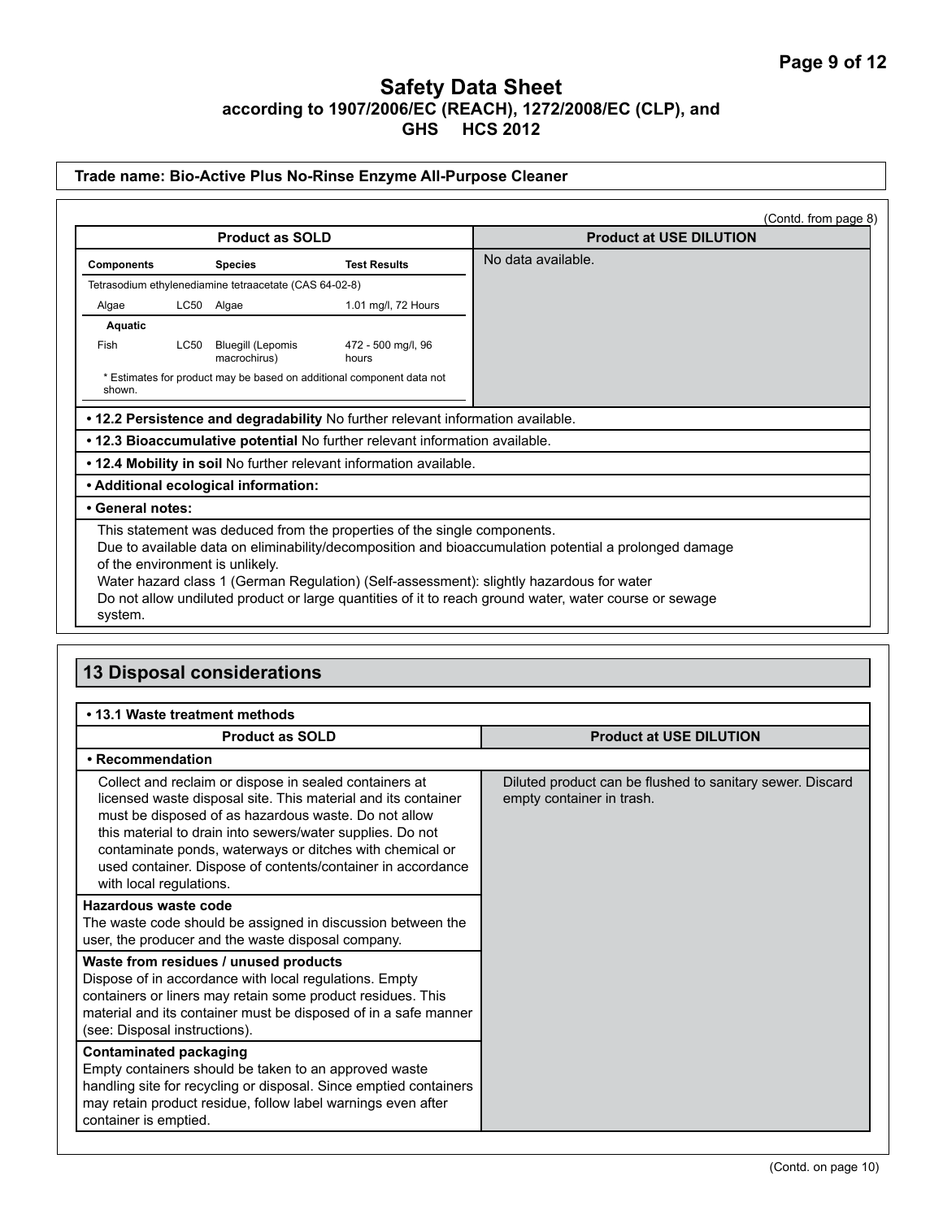# Safety Data Sheet
**according to 1907/2006/EC (REACH), 1272/2008/EC (CLP), and GHS HCS 2012**

**Trade name: Bio-Active Plus No-Rinse Enzyme All-Purpose Cleaner**

(Contd. from page 8)

| Product as SOLD | | | | Product at USE DILUTION |
|---|---|---|---|---|
| **Components** | | **Species** | **Test Results** | No data available. |
| Tetrasodium ethylenediamine tetraacetate (CAS 64-02-8) | | | | |
| Algae | LC50 | Algae | 1.01 mg/l, 72 Hours | |
| **Aquatic** | | | | |
| Fish | LC50 | Bluegill (Lepomis macrochirus) | 472 - 500 mg/l, 96 hours | |
| * Estimates for product may be based on additional component data not shown. | | | | |

- **12.2 Persistence and degradability** No further relevant information available.
- **12.3 Bioaccumulative potential** No further relevant information available.
- **12.4 Mobility in soil** No further relevant information available.
- **Additional ecological information:**
- **General notes:**

This statement was deduced from the properties of the single components.
Due to available data on eliminability/decomposition and bioaccumulation potential a prolonged damage of the environment is unlikely.
Water hazard class 1 (German Regulation) (Self-assessment): slightly hazardous for water
Do not allow undiluted product or large quantities of it to reach ground water, water course or sewage system.

## 13 Disposal considerations

**• 13.1 Waste treatment methods**

| Product as SOLD | Product at USE DILUTION |
|---|---|
| **• Recommendation** | |
| Collect and reclaim or dispose in sealed containers at licensed waste disposal site. This material and its container must be disposed of as hazardous waste. Do not allow this material to drain into sewers/water supplies. Do not contaminate ponds, waterways or ditches with chemical or used container. Dispose of contents/container in accordance with local regulations. | Diluted product can be flushed to sanitary sewer. Discard empty container in trash. |
| **Hazardous waste code**<br>The waste code should be assigned in discussion between the user, the producer and the waste disposal company. | |
| **Waste from residues / unused products**<br>Dispose of in accordance with local regulations. Empty containers or liners may retain some product residues. This material and its container must be disposed of in a safe manner (see: Disposal instructions). | |
| **Contaminated packaging**<br>Empty containers should be taken to an approved waste handling site for recycling or disposal. Since emptied containers may retain product residue, follow label warnings even after container is emptied. | |

(Contd. on page 10)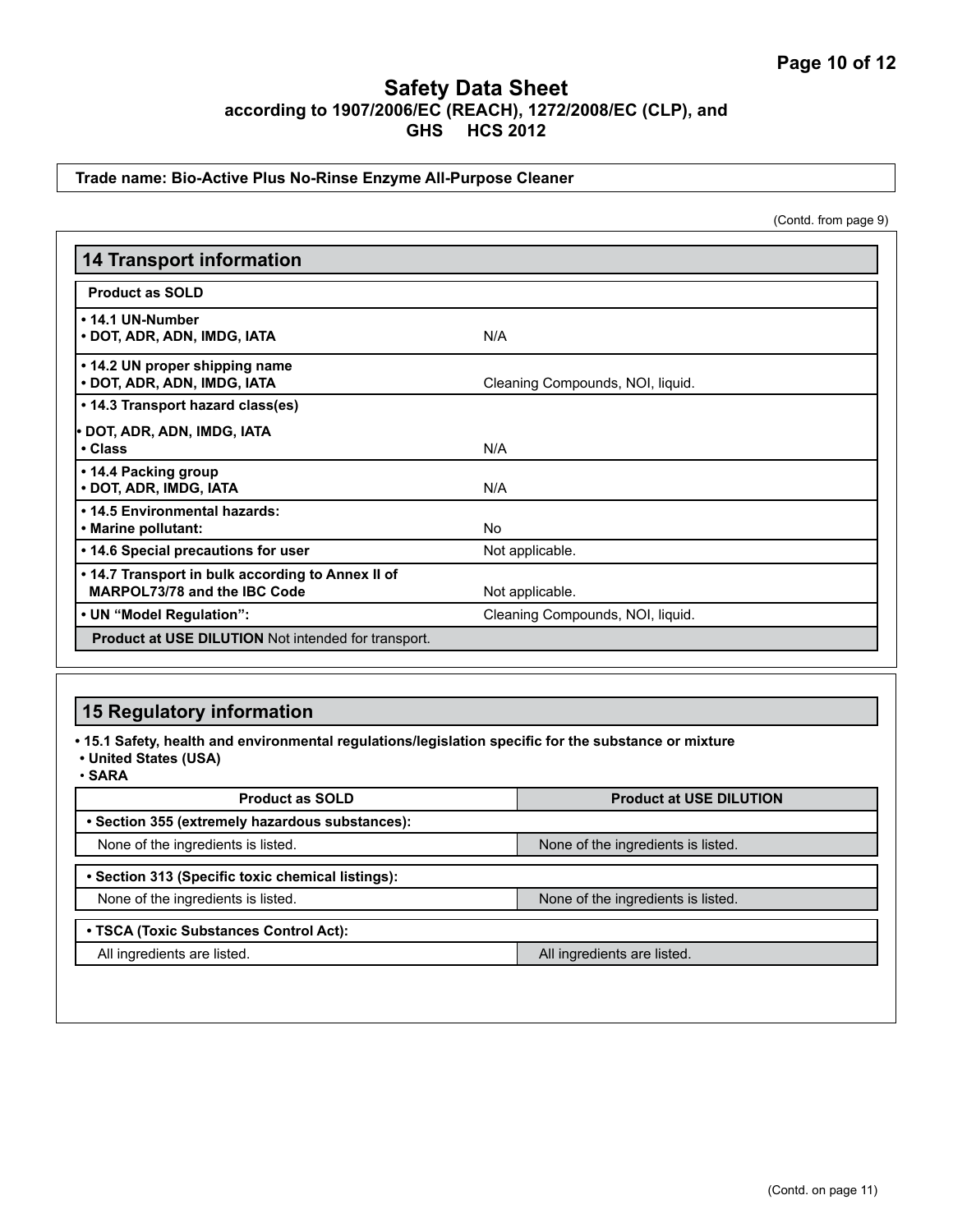# Safety Data Sheet
**according to 1907/2006/EC (REACH), 1272/2008/EC (CLP), and GHS HCS 2012**

**Trade name: Bio-Active Plus No-Rinse Enzyme All-Purpose Cleaner**

(Contd. from page 9)

## 14 Transport information

| **Product as SOLD** | |
|---|---|
| **• 14.1 UN-Number**<br>**• DOT, ADR, ADN, IMDG, IATA** | N/A |
| **• 14.2 UN proper shipping name**<br>**• DOT, ADR, ADN, IMDG, IATA** | Cleaning Compounds, NOI, liquid. |
| **• 14.3 Transport hazard class(es)** | |
| **• DOT, ADR, ADN, IMDG, IATA**<br>**• Class** | N/A |
| **• 14.4 Packing group**<br>**• DOT, ADR, IMDG, IATA** | N/A |
| **• 14.5 Environmental hazards:**<br>**• Marine pollutant:** | No |
| **• 14.6 Special precautions for user** | Not applicable. |
| **• 14.7 Transport in bulk according to Annex II of MARPOL73/78 and the IBC Code** | Not applicable. |
| **• UN "Model Regulation":** | Cleaning Compounds, NOI, liquid. |
| **Product at USE DILUTION** Not intended for transport. | |

## 15 Regulatory information

**• 15.1 Safety, health and environmental regulations/legislation specific for the substance or mixture**
**• United States (USA)**
**• SARA**

| **Product as SOLD** | **Product at USE DILUTION** |
|---|---|
| **• Section 355 (extremely hazardous substances):** | |
| None of the ingredients is listed. | None of the ingredients is listed. |
| **• Section 313 (Specific toxic chemical listings):** | |
| None of the ingredients is listed. | None of the ingredients is listed. |
| **• TSCA (Toxic Substances Control Act):** | |
| All ingredients are listed. | All ingredients are listed. |

(Contd. on page 11)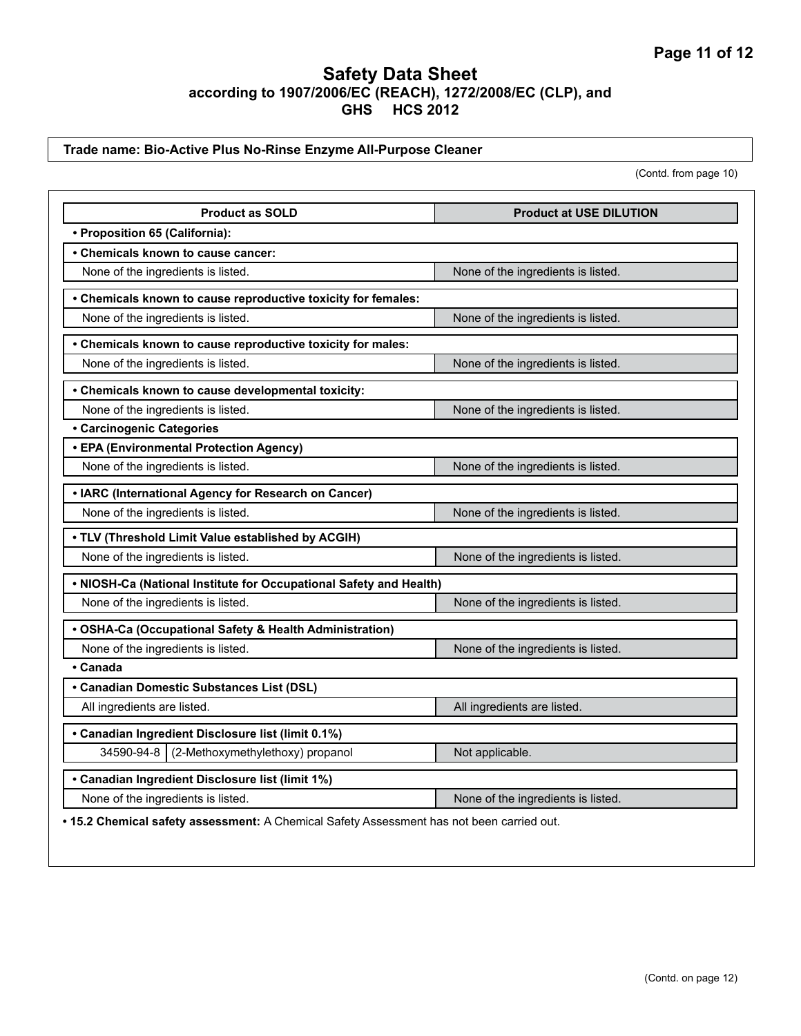# Safety Data Sheet
## according to 1907/2006/EC (REACH), 1272/2008/EC (CLP), and GHS HCS 2012

**Trade name: Bio-Active Plus No-Rinse Enzyme All-Purpose Cleaner**

(Contd. from page 10)

| Product as SOLD | Product at USE DILUTION |
|---|---|
| **• Proposition 65 (California):** | |
| **• Chemicals known to cause cancer:** | |
| None of the ingredients is listed. | None of the ingredients is listed. |
| **• Chemicals known to cause reproductive toxicity for females:** | |
| None of the ingredients is listed. | None of the ingredients is listed. |
| **• Chemicals known to cause reproductive toxicity for males:** | |
| None of the ingredients is listed. | None of the ingredients is listed. |
| **• Chemicals known to cause developmental toxicity:** | |
| None of the ingredients is listed. | None of the ingredients is listed. |
| **• Carcinogenic Categories** | |
| **• EPA (Environmental Protection Agency)** | |
| None of the ingredients is listed. | None of the ingredients is listed. |
| **• IARC (International Agency for Research on Cancer)** | |
| None of the ingredients is listed. | None of the ingredients is listed. |
| **• TLV (Threshold Limit Value established by ACGIH)** | |
| None of the ingredients is listed. | None of the ingredients is listed. |
| **• NIOSH-Ca (National Institute for Occupational Safety and Health)** | |
| None of the ingredients is listed. | None of the ingredients is listed. |
| **• OSHA-Ca (Occupational Safety & Health Administration)** | |
| None of the ingredients is listed. | None of the ingredients is listed. |
| **• Canada** | |
| **• Canadian Domestic Substances List (DSL)** | |
| All ingredients are listed. | All ingredients are listed. |
| **• Canadian Ingredient Disclosure list (limit 0.1%)** | |
| 34590-94-8 (2-Methoxymethylethoxy) propanol | Not applicable. |
| **• Canadian Ingredient Disclosure list (limit 1%)** | |
| None of the ingredients is listed. | None of the ingredients is listed. |

**• 15.2 Chemical safety assessment:** A Chemical Safety Assessment has not been carried out.

(Contd. on page 12)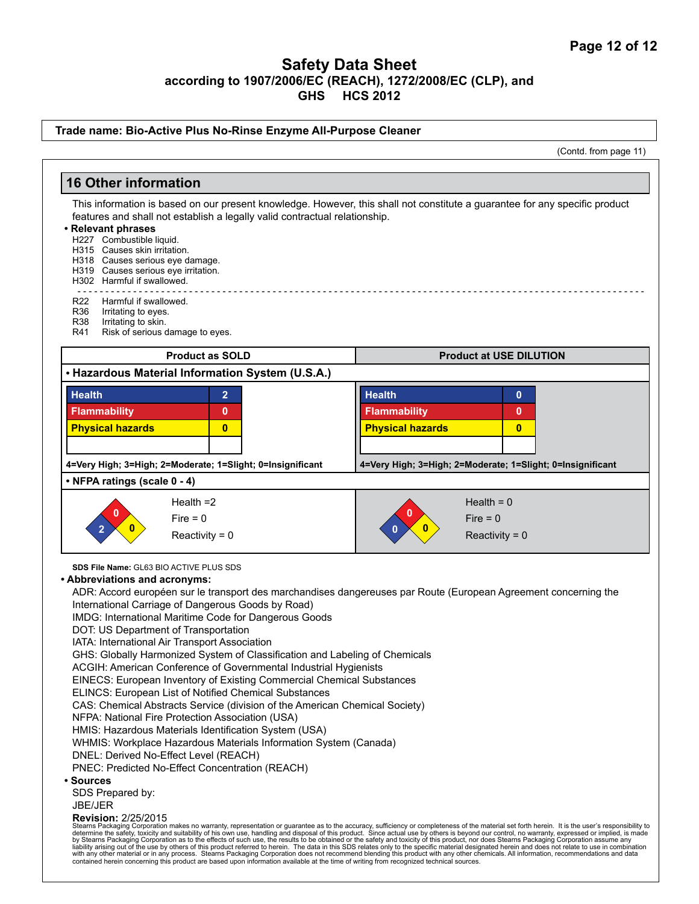**Trade name: Bio-Active Plus No-Rinse Enzyme All-Purpose Cleaner**

(Contd. from page 11)

## 16 Other information

This information is based on our present knowledge. However, this shall not constitute a guarantee for any specific product features and shall not establish a legally valid contractual relationship.

- **Relevant phrases**

H227 Combustible liquid.
H315 Causes skin irritation.
H318 Causes serious eye damage.
H319 Causes serious eye irritation.
H302 Harmful if swallowed.

R22 Harmful if swallowed.
R36 Irritating to eyes.
R38 Irritating to skin.
R41 Risk of serious damage to eyes.

| Product as SOLD | | Product at USE DILUTION | |
|---|---|---|---|
| **• Hazardous Material Information System (U.S.A.)** | | | |
| Health | 2 | Health | 0 |
| Flammability | 0 | Flammability | 0 |
| Physical hazards | 0 | Physical hazards | 0 |
| 4=Very High; 3=High; 2=Moderate; 1=Slight; 0=Insignificant | | 4=Very High; 3=High; 2=Moderate; 1=Slight; 0=Insignificant | |
| **• NFPA ratings (scale 0 - 4)** | | | |
| Health =2 | | Health = 0 | |
| Fire = 0 | | Fire = 0 | |
| Reactivity = 0 | | Reactivity = 0 | |

**SDS File Name:** GL63 BIO ACTIVE PLUS SDS

- **Abbreviations and acronyms:**

ADR: Accord européen sur le transport des marchandises dangereuses par Route (European Agreement concerning the International Carriage of Dangerous Goods by Road)
IMDG: International Maritime Code for Dangerous Goods
DOT: US Department of Transportation
IATA: International Air Transport Association
GHS: Globally Harmonized System of Classification and Labeling of Chemicals
ACGIH: American Conference of Governmental Industrial Hygienists
EINECS: European Inventory of Existing Commercial Chemical Substances
ELINCS: European List of Notified Chemical Substances
CAS: Chemical Abstracts Service (division of the American Chemical Society)
NFPA: National Fire Protection Association (USA)
HMIS: Hazardous Materials Identification System (USA)
WHMIS: Workplace Hazardous Materials Information System (Canada)
DNEL: Derived No-Effect Level (REACH)
PNEC: Predicted No-Effect Concentration (REACH)

- **Sources**

SDS Prepared by:
JBE/JER

**Revision:** 2/25/2015

Stearns Packaging Corporation makes no warranty, representation or guarantee as to the accuracy, sufficiency or completeness of the material set forth herein. It is the user's responsibility to determine the safety, toxicity and suitability of his own use, handling and disposal of this product. Since actual use by others is beyond our control, no warranty, expressed or implied, is made by Stearns Packaging Corporation as to the effects of such use, the results to be obtained or the safety and toxicity of this product, nor does Stearns Packaging Corporation assume any liability arising out of the use by others of this product referred to herein. The data in this SDS relates only to the specific material designated herein and does not relate to use in combination with any other material or in any process. Stearns Packaging Corporation does not recommend blending this product with any other chemicals. All information, recommendations and data contained herein concerning this product are based upon information available at the time of writing from recognized technical sources.